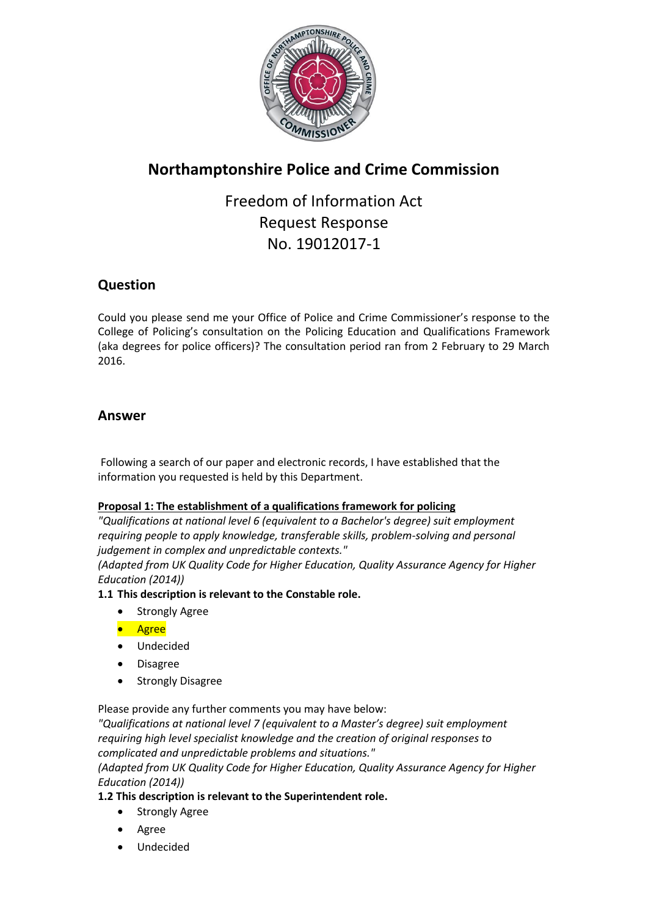# Northamptonshire Police and Crime Commission

## Freedom of Information Act
## Request Response
## No. 19012017-1

### Question

Could you please send me your Office of Police and Crime Commissioner's response to the College of Policing's consultation on the Policing Education and Qualifications Framework (aka degrees for police officers)? The consultation period ran from 2 February to 29 March 2016.

### Answer

Following a search of our paper and electronic records, I have established that the information you requested is held by this Department.

**Proposal 1: The establishment of a qualifications framework for policing**

*"Qualifications at national level 6 (equivalent to a Bachelor's degree) suit employment requiring people to apply knowledge, transferable skills, problem-solving and personal judgement in complex and unpredictable contexts."*

*(Adapted from UK Quality Code for Higher Education, Quality Assurance Agency for Higher Education (2014))*

**1.1 This description is relevant to the Constable role.**

- Strongly Agree
- Agree
- Undecided
- Disagree
- Strongly Disagree

Please provide any further comments you may have below:

*"Qualifications at national level 7 (equivalent to a Master's degree) suit employment requiring high level specialist knowledge and the creation of original responses to complicated and unpredictable problems and situations."*

*(Adapted from UK Quality Code for Higher Education, Quality Assurance Agency for Higher Education (2014))*

**1.2 This description is relevant to the Superintendent role.**

- Strongly Agree
- Agree
- Undecided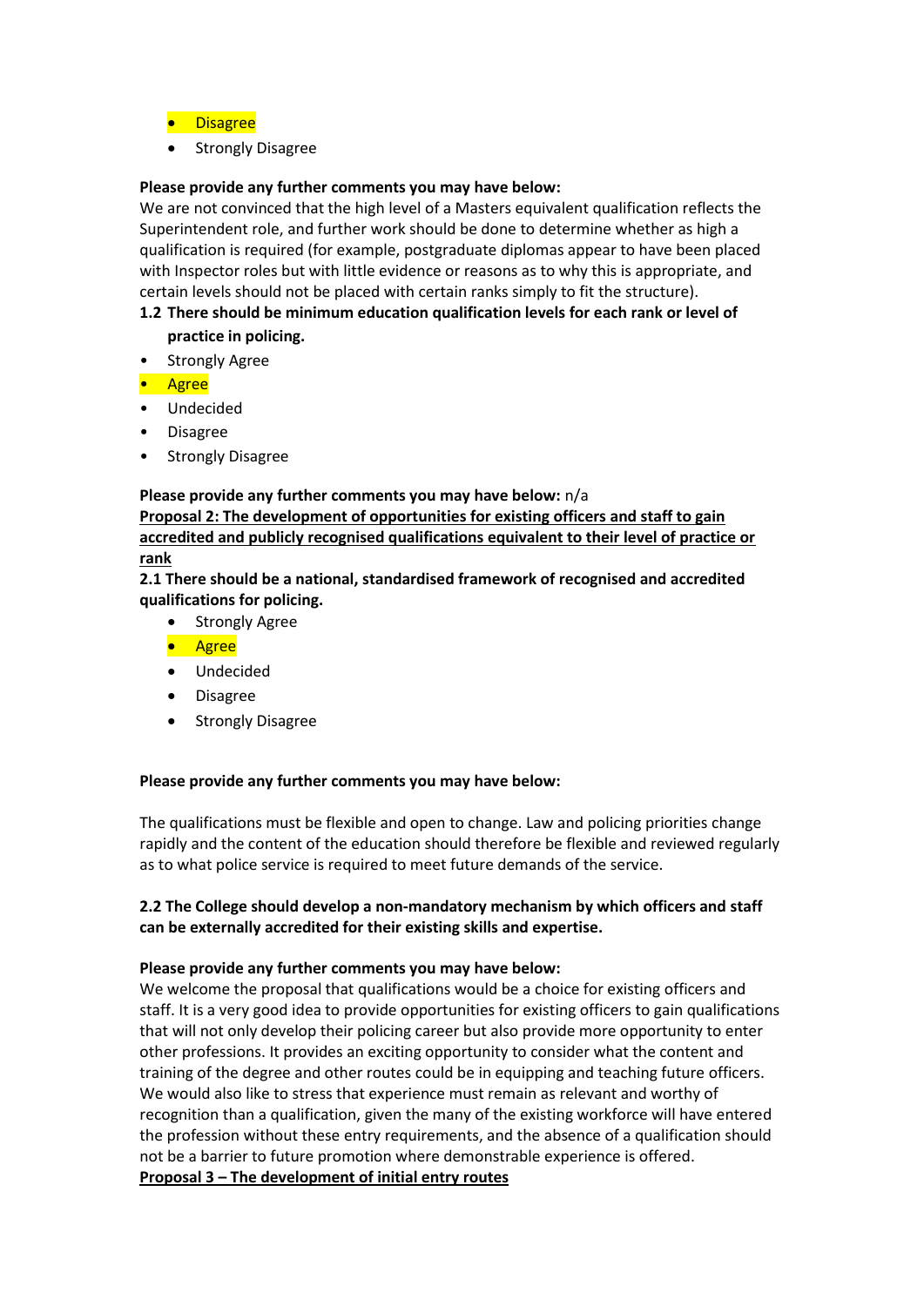- Disagree
- Strongly Disagree

**Please provide any further comments you may have below:**
We are not convinced that the high level of a Masters equivalent qualification reflects the Superintendent role, and further work should be done to determine whether as high a qualification is required (for example, postgraduate diplomas appear to have been placed with Inspector roles but with little evidence or reasons as to why this is appropriate, and certain levels should not be placed with certain ranks simply to fit the structure).

**1.2 There should be minimum education qualification levels for each rank or level of practice in policing.**

- Strongly Agree
- Agree
- Undecided
- Disagree
- Strongly Disagree

**Please provide any further comments you may have below:** n/a

**Proposal 2: The development of opportunities for existing officers and staff to gain accredited and publicly recognised qualifications equivalent to their level of practice or rank**

**2.1 There should be a national, standardised framework of recognised and accredited qualifications for policing.**

- Strongly Agree
- Agree
- Undecided
- Disagree
- Strongly Disagree

**Please provide any further comments you may have below:**

The qualifications must be flexible and open to change. Law and policing priorities change rapidly and the content of the education should therefore be flexible and reviewed regularly as to what police service is required to meet future demands of the service.

**2.2 The College should develop a non-mandatory mechanism by which officers and staff can be externally accredited for their existing skills and expertise.**

**Please provide any further comments you may have below:**
We welcome the proposal that qualifications would be a choice for existing officers and staff. It is a very good idea to provide opportunities for existing officers to gain qualifications that will not only develop their policing career but also provide more opportunity to enter other professions. It provides an exciting opportunity to consider what the content and training of the degree and other routes could be in equipping and teaching future officers. We would also like to stress that experience must remain as relevant and worthy of recognition than a qualification, given the many of the existing workforce will have entered the profession without these entry requirements, and the absence of a qualification should not be a barrier to future promotion where demonstrable experience is offered.

**Proposal 3 – The development of initial entry routes**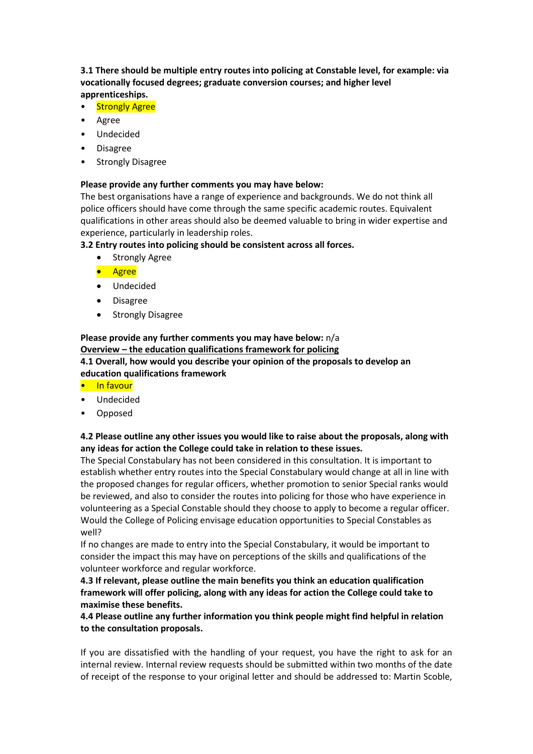**3.1 There should be multiple entry routes into policing at Constable level, for example: via vocationally focused degrees; graduate conversion courses; and higher level apprenticeships.**

- Strongly Agree
- Agree
- Undecided
- Disagree
- Strongly Disagree

**Please provide any further comments you may have below:**
The best organisations have a range of experience and backgrounds. We do not think all police officers should have come through the same specific academic routes. Equivalent qualifications in other areas should also be deemed valuable to bring in wider expertise and experience, particularly in leadership roles.

**3.2 Entry routes into policing should be consistent across all forces.**

- Strongly Agree
- Agree
- Undecided
- Disagree
- Strongly Disagree

**Please provide any further comments you may have below:** n/a

**Overview – the education qualifications framework for policing**

**4.1 Overall, how would you describe your opinion of the proposals to develop an education qualifications framework**

- In favour
- Undecided
- Opposed

**4.2 Please outline any other issues you would like to raise about the proposals, along with any ideas for action the College could take in relation to these issues.**

The Special Constabulary has not been considered in this consultation. It is important to establish whether entry routes into the Special Constabulary would change at all in line with the proposed changes for regular officers, whether promotion to senior Special ranks would be reviewed, and also to consider the routes into policing for those who have experience in volunteering as a Special Constable should they choose to apply to become a regular officer. Would the College of Policing envisage education opportunities to Special Constables as well?

If no changes are made to entry into the Special Constabulary, it would be important to consider the impact this may have on perceptions of the skills and qualifications of the volunteer workforce and regular workforce.

**4.3 If relevant, please outline the main benefits you think an education qualification framework will offer policing, along with any ideas for action the College could take to maximise these benefits.**

**4.4 Please outline any further information you think people might find helpful in relation to the consultation proposals.**

If you are dissatisfied with the handling of your request, you have the right to ask for an internal review. Internal review requests should be submitted within two months of the date of receipt of the response to your original letter and should be addressed to: Martin Scoble,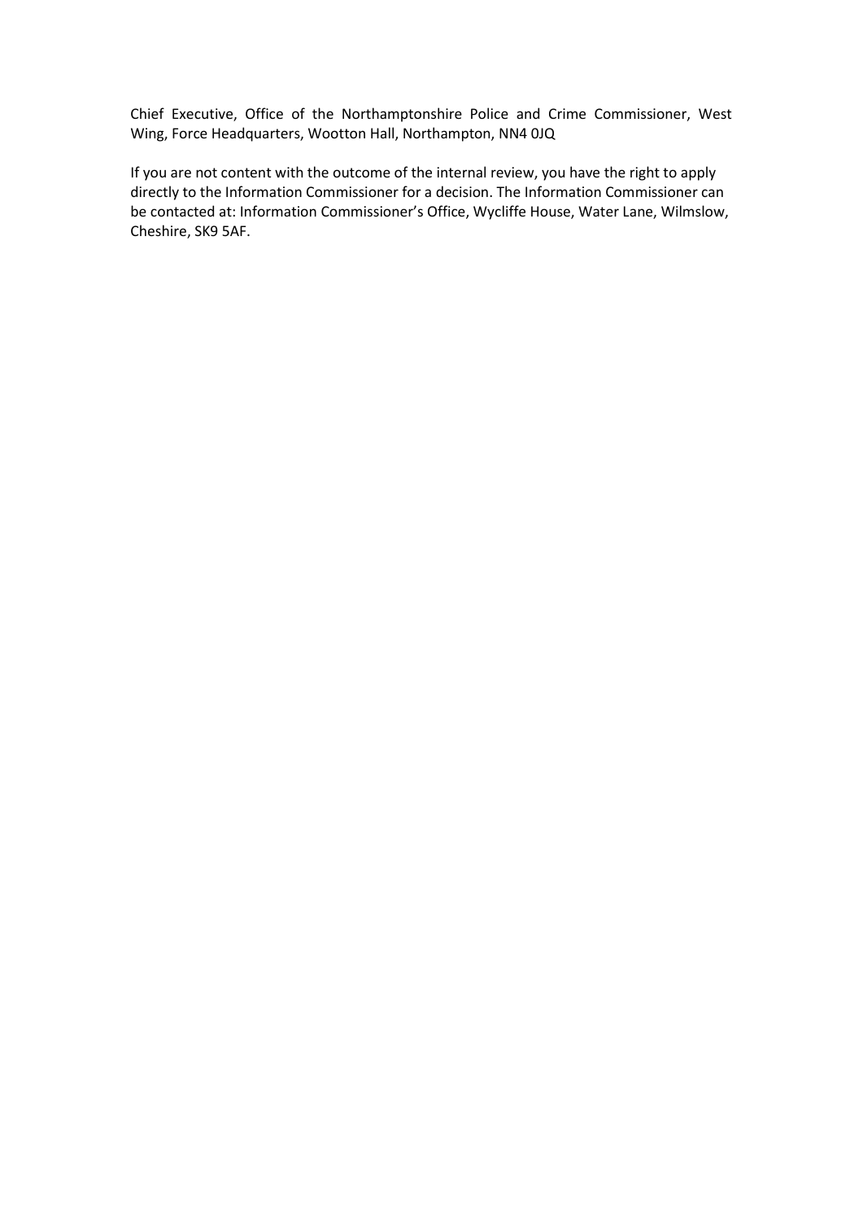Chief Executive, Office of the Northamptonshire Police and Crime Commissioner, West Wing, Force Headquarters, Wootton Hall, Northampton, NN4 0JQ

If you are not content with the outcome of the internal review, you have the right to apply directly to the Information Commissioner for a decision. The Information Commissioner can be contacted at: Information Commissioner's Office, Wycliffe House, Water Lane, Wilmslow, Cheshire, SK9 5AF.